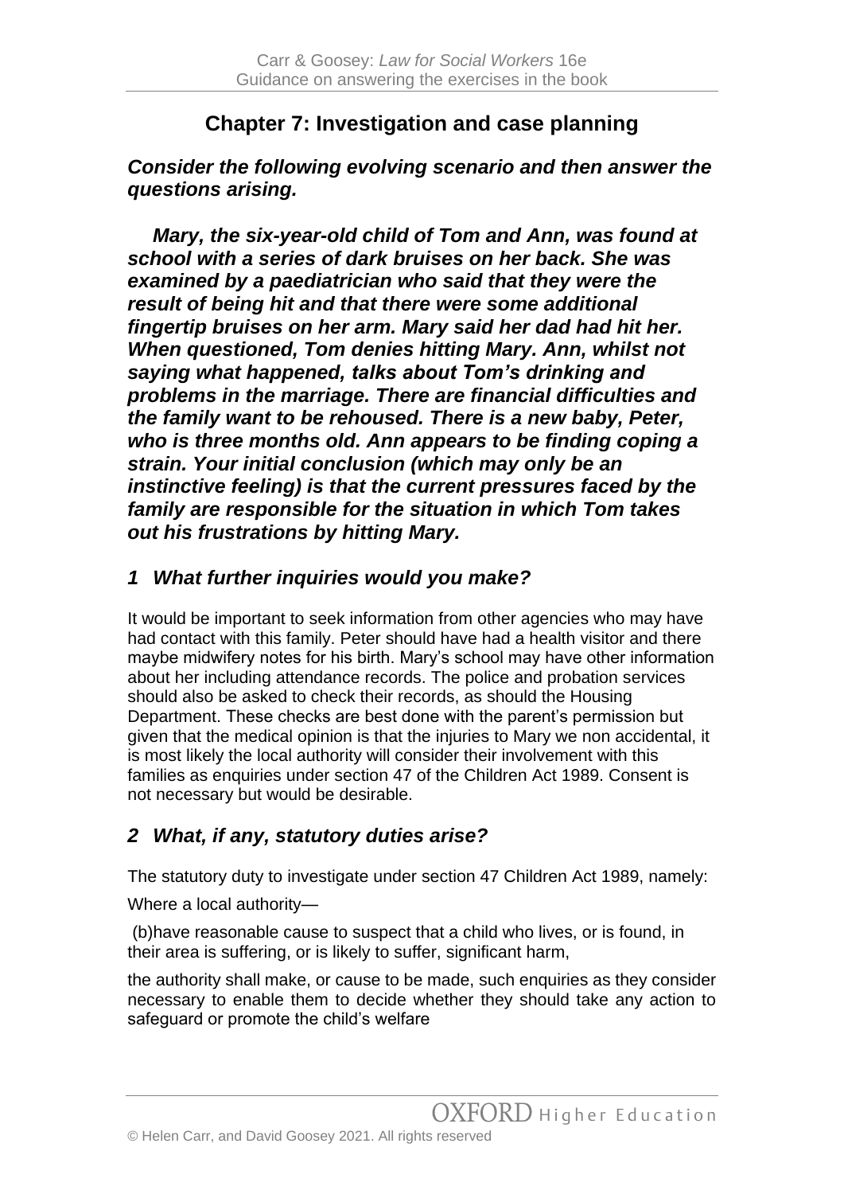## Chapter 7: Investigation and case planning

***Consider the following evolving scenario and then answer the questions arising.***

***Mary, the six-year-old child of Tom and Ann, was found at school with a series of dark bruises on her back. She was examined by a paediatrician who said that they were the result of being hit and that there were some additional fingertip bruises on her arm. Mary said her dad had hit her. When questioned, Tom denies hitting Mary. Ann, whilst not saying what happened, talks about Tom's drinking and problems in the marriage. There are financial difficulties and the family want to be rehoused. There is a new baby, Peter, who is three months old. Ann appears to be finding coping a strain. Your initial conclusion (which may only be an instinctive feeling) is that the current pressures faced by the family are responsible for the situation in which Tom takes out his frustrations by hitting Mary.***

### *1 What further inquiries would you make?*

It would be important to seek information from other agencies who may have had contact with this family. Peter should have had a health visitor and there maybe midwifery notes for his birth. Mary's school may have other information about her including attendance records. The police and probation services should also be asked to check their records, as should the Housing Department. These checks are best done with the parent's permission but given that the medical opinion is that the injuries to Mary we non accidental, it is most likely the local authority will consider their involvement with this families as enquiries under section 47 of the Children Act 1989. Consent is not necessary but would be desirable.

### *2 What, if any, statutory duties arise?*

The statutory duty to investigate under section 47 Children Act 1989, namely:

Where a local authority—

(b)have reasonable cause to suspect that a child who lives, or is found, in their area is suffering, or is likely to suffer, significant harm,

the authority shall make, or cause to be made, such enquiries as they consider necessary to enable them to decide whether they should take any action to safeguard or promote the child's welfare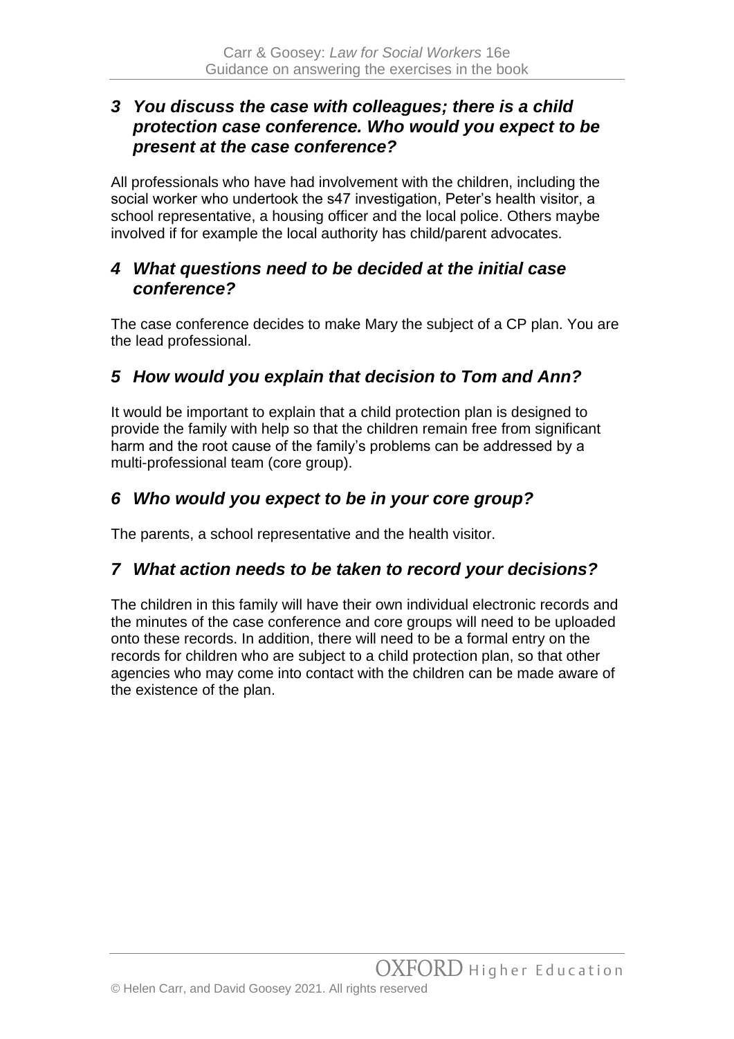### *3 You discuss the case with colleagues; there is a child protection case conference. Who would you expect to be present at the case conference?*

All professionals who have had involvement with the children, including the social worker who undertook the s47 investigation, Peter's health visitor, a school representative, a housing officer and the local police. Others maybe involved if for example the local authority has child/parent advocates.

### *4 What questions need to be decided at the initial case conference?*

The case conference decides to make Mary the subject of a CP plan. You are the lead professional.

### *5 How would you explain that decision to Tom and Ann?*

It would be important to explain that a child protection plan is designed to provide the family with help so that the children remain free from significant harm and the root cause of the family's problems can be addressed by a multi-professional team (core group).

### *6 Who would you expect to be in your core group?*

The parents, a school representative and the health visitor.

### *7 What action needs to be taken to record your decisions?*

The children in this family will have their own individual electronic records and the minutes of the case conference and core groups will need to be uploaded onto these records. In addition, there will need to be a formal entry on the records for children who are subject to a child protection plan, so that other agencies who may come into contact with the children can be made aware of the existence of the plan.